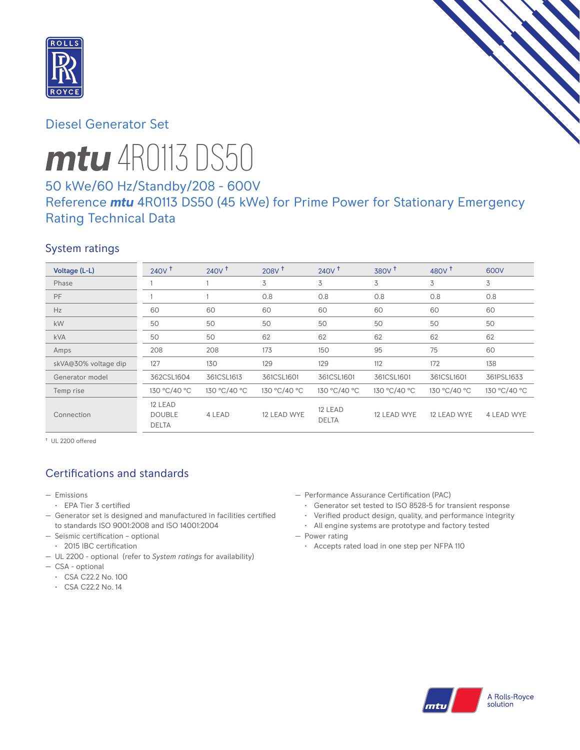Diesel Generator Set

# mtu 4R0113 DS50

## 50 kWe/60 Hz/Standby/208 - 600V

## Reference mtu 4R0113 DS50 (45 kWe) for Prime Power for Stationary Emergency Rating Technical Data

### System ratings

| Voltage (L-L) | 240V † | 240V † | 208V † | 240V † | 380V † | 480V † | 600V |
|---|---|---|---|---|---|---|---|
| Phase | 1 | 1 | 3 | 3 | 3 | 3 | 3 |
| PF | 1 | 1 | 0.8 | 0.8 | 0.8 | 0.8 | 0.8 |
| Hz | 60 | 60 | 60 | 60 | 60 | 60 | 60 |
| kW | 50 | 50 | 50 | 50 | 50 | 50 | 50 |
| kVA | 50 | 50 | 62 | 62 | 62 | 62 | 62 |
| Amps | 208 | 208 | 173 | 150 | 95 | 75 | 60 |
| skVA@30% voltage dip | 127 | 130 | 129 | 129 | 112 | 172 | 138 |
| Generator model | 362CSL1604 | 361CSL1613 | 361CSL1601 | 361CSL1601 | 361CSL1601 | 361CSL1601 | 361PSL1633 |
| Temp rise | 130 °C/40 °C | 130 °C/40 °C | 130 °C/40 °C | 130 °C/40 °C | 130 °C/40 °C | 130 °C/40 °C | 130 °C/40 °C |
| Connection | 12 LEAD DOUBLE DELTA | 4 LEAD | 12 LEAD WYE | 12 LEAD DELTA | 12 LEAD WYE | 12 LEAD WYE | 4 LEAD WYE |

† UL 2200 offered

### Certifications and standards

- Emissions
  - EPA Tier 3 certified
- Generator set is designed and manufactured in facilities certified to standards ISO 9001:2008 and ISO 14001:2004
- Seismic certification – optional
  - 2015 IBC certification
- UL 2200 - optional (refer to *System ratings* for availability)
- CSA - optional
  - CSA C22.2 No. 100
  - CSA C22.2 No. 14
- Performance Assurance Certification (PAC)
  - Generator set tested to ISO 8528-5 for transient response
  - Verified product design, quality, and performance integrity
  - All engine systems are prototype and factory tested
- Power rating
  - Accepts rated load in one step per NFPA 110

A Rolls-Royce solution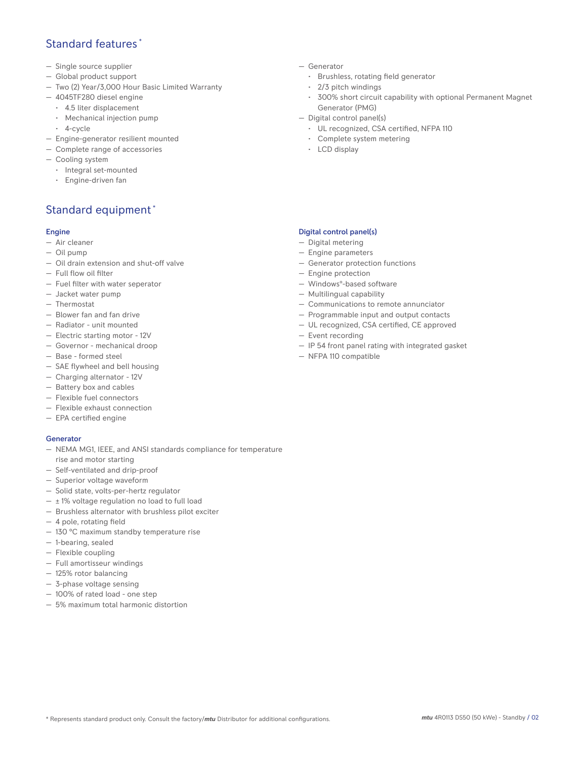## Standard features *

- Single source supplier
- Global product support
- Two (2) Year/3,000 Hour Basic Limited Warranty
- 4045TF280 diesel engine
  - 4.5 liter displacement
  - Mechanical injection pump
  - 4-cycle
- Engine-generator resilient mounted
- Complete range of accessories
- Cooling system
  - Integral set-mounted
  - Engine-driven fan
- Generator
  - Brushless, rotating field generator
  - 2/3 pitch windings
  - 300% short circuit capability with optional Permanent Magnet Generator (PMG)
- Digital control panel(s)
  - UL recognized, CSA certified, NFPA 110
  - Complete system metering
  - LCD display

## Standard equipment *

### Engine

- Air cleaner
- Oil pump
- Oil drain extension and shut-off valve
- Full flow oil filter
- Fuel filter with water seperator
- Jacket water pump
- Thermostat
- Blower fan and fan drive
- Radiator - unit mounted
- Electric starting motor - 12V
- Governor - mechanical droop
- Base - formed steel
- SAE flywheel and bell housing
- Charging alternator - 12V
- Battery box and cables
- Flexible fuel connectors
- Flexible exhaust connection
- EPA certified engine

### Generator

- NEMA MG1, IEEE, and ANSI standards compliance for temperature rise and motor starting
- Self-ventilated and drip-proof
- Superior voltage waveform
- Solid state, volts-per-hertz regulator
- ± 1% voltage regulation no load to full load
- Brushless alternator with brushless pilot exciter
- 4 pole, rotating field
- 130 °C maximum standby temperature rise
- 1-bearing, sealed
- Flexible coupling
- Full amortisseur windings
- 125% rotor balancing
- 3-phase voltage sensing
- 100% of rated load - one step
- 5% maximum total harmonic distortion

### Digital control panel(s)

- Digital metering
- Engine parameters
- Generator protection functions
- Engine protection
- Windows®-based software
- Multilingual capability
- Communications to remote annunciator
- Programmable input and output contacts
- UL recognized, CSA certified, CE approved
- Event recording
- IP 54 front panel rating with integrated gasket
- NFPA 110 compatible

* Represents standard product only. Consult the factory/*mtu* Distributor for additional configurations.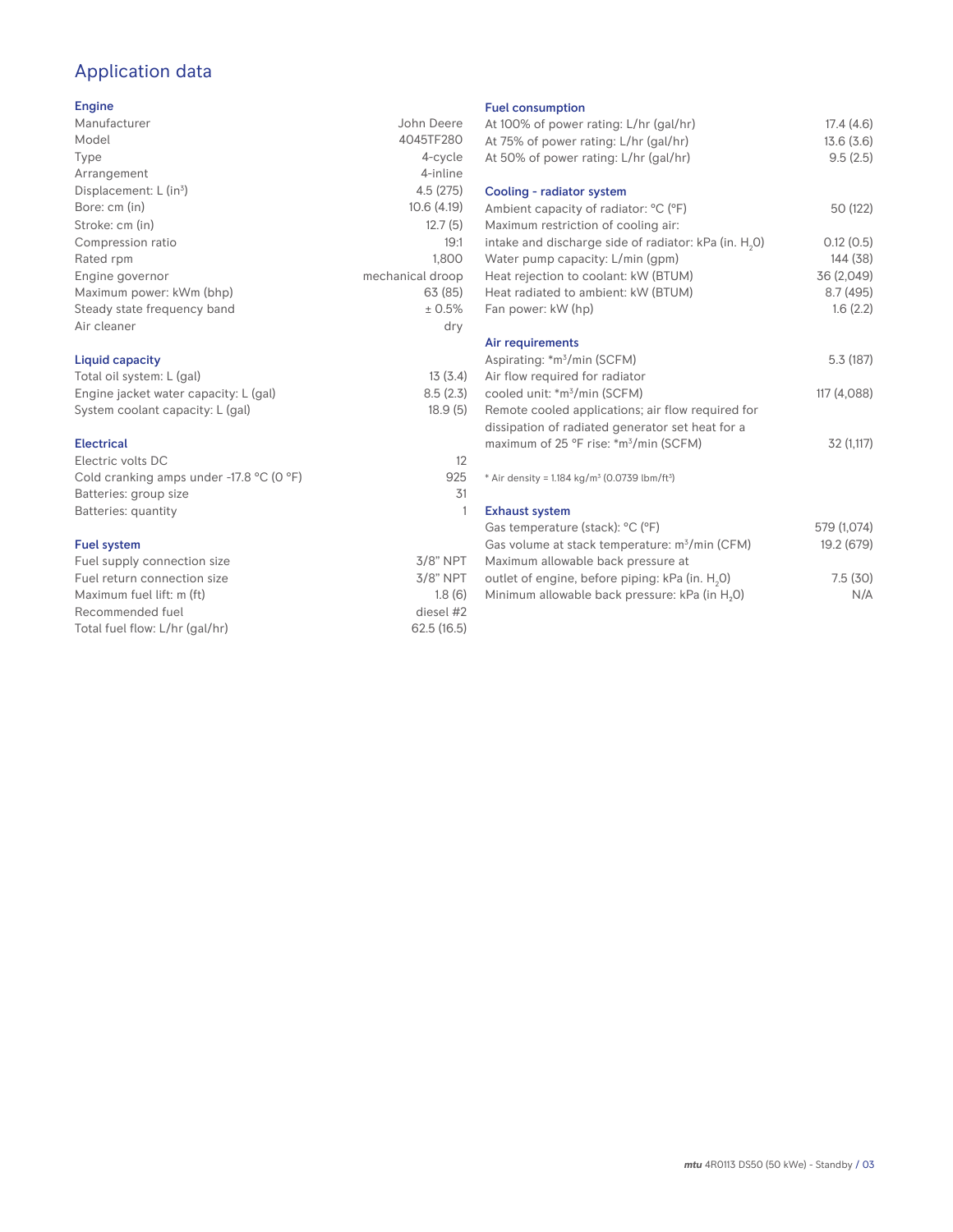# Application data

## Engine

| | |
|---|---|
| Manufacturer | John Deere |
| Model | 4045TF280 |
| Type | 4-cycle |
| Arrangement | 4-inline |
| Displacement: L ($in^3$) | 4.5 (275) |
| Bore: cm (in) | 10.6 (4.19) |
| Stroke: cm (in) | 12.7 (5) |
| Compression ratio | 19:1 |
| Rated rpm | 1,800 |
| Engine governor | mechanical droop |
| Maximum power: kWm (bhp) | 63 (85) |
| Steady state frequency band | ± 0.5% |
| Air cleaner | dry |

## Liquid capacity

| | |
|---|---|
| Total oil system: L (gal) | 13 (3.4) |
| Engine jacket water capacity: L (gal) | 8.5 (2.3) |
| System coolant capacity: L (gal) | 18.9 (5) |

## Electrical

| | |
|---|---|
| Electric volts DC | 12 |
| Cold cranking amps under -17.8 °C (0 °F) | 925 |
| Batteries: group size | 31 |
| Batteries: quantity | 1 |

## Fuel system

| | |
|---|---|
| Fuel supply connection size | 3/8" NPT |
| Fuel return connection size | 3/8" NPT |
| Maximum fuel lift: m (ft) | 1.8 (6) |
| Recommended fuel | diesel #2 |
| Total fuel flow: L/hr (gal/hr) | 62.5 (16.5) |

## Fuel consumption

| | |
|---|---|
| At 100% of power rating: L/hr (gal/hr) | 17.4 (4.6) |
| At 75% of power rating: L/hr (gal/hr) | 13.6 (3.6) |
| At 50% of power rating: L/hr (gal/hr) | 9.5 (2.5) |

## Cooling - radiator system

| | |
|---|---|
| Ambient capacity of radiator: °C (°F) | 50 (122) |
| Maximum restriction of cooling air: intake and discharge side of radiator: kPa (in. $H_2O$) | 0.12 (0.5) |
| Water pump capacity: L/min (gpm) | 144 (38) |
| Heat rejection to coolant: kW (BTUM) | 36 (2,049) |
| Heat radiated to ambient: kW (BTUM) | 8.7 (495) |
| Fan power: kW (hp) | 1.6 (2.2) |

## Air requirements

| | |
|---|---|
| Aspirating: *$m^3$/min (SCFM) | 5.3 (187) |
| Air flow required for radiator cooled unit: *$m^3$/min (SCFM) | 117 (4,088) |
| Remote cooled applications; air flow required for dissipation of radiated generator set heat for a maximum of 25 °F rise: *$m^3$/min (SCFM) | 32 (1,117) |

* Air density = 1.184 kg/$m^3$ (0.0739 lbm/$ft^3$)

## Exhaust system

| | |
|---|---|
| Gas temperature (stack): °C (°F) | 579 (1,074) |
| Gas volume at stack temperature: $m^3$/min (CFM) | 19.2 (679) |
| Maximum allowable back pressure at outlet of engine, before piping: kPa (in. $H_2O$) | 7.5 (30) |
| Minimum allowable back pressure: kPa (in $H_2O$) | N/A |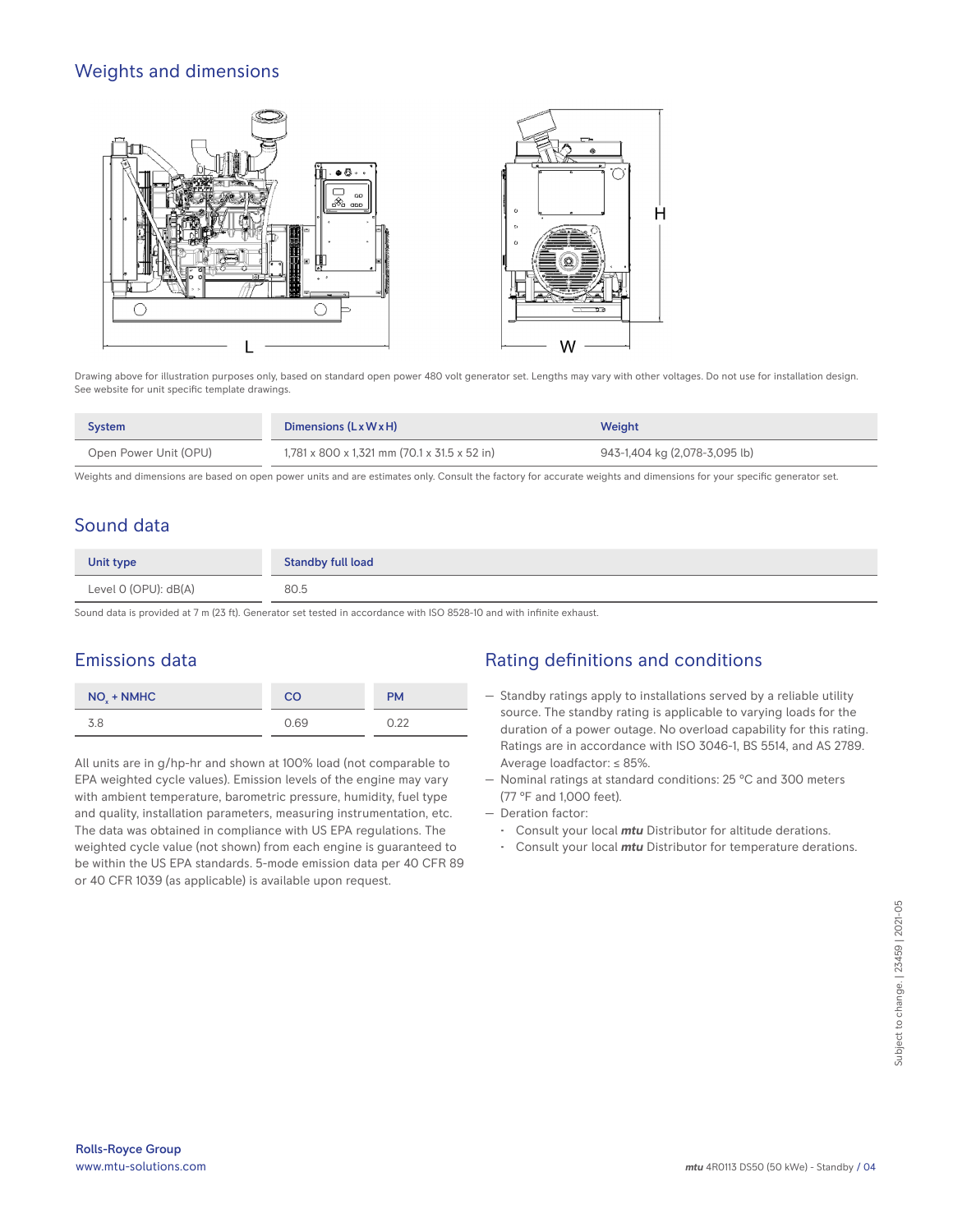## Weights and dimensions

L

W

H

Drawing above for illustration purposes only, based on standard open power 480 volt generator set. Lengths may vary with other voltages. Do not use for installation design. See website for unit specific template drawings.

| System | Dimensions (L x W x H) | Weight |
|---|---|---|
| Open Power Unit (OPU) | 1,781 x 800 x 1,321 mm (70.1 x 31.5 x 52 in) | 943-1,404 kg (2,078-3,095 lb) |

Weights and dimensions are based on open power units and are estimates only. Consult the factory for accurate weights and dimensions for your specific generator set.

## Sound data

| Unit type | Standby full load |
|---|---|
| Level 0 (OPU): dB(A) | 80.5 |

Sound data is provided at 7 m (23 ft). Generator set tested in accordance with ISO 8528-10 and with infinite exhaust.

## Emissions data

| $NO_x$ + NMHC | CO | PM |
|---|---|---|
| 3.8 | 0.69 | 0.22 |

All units are in g/hp-hr and shown at 100% load (not comparable to EPA weighted cycle values). Emission levels of the engine may vary with ambient temperature, barometric pressure, humidity, fuel type and quality, installation parameters, measuring instrumentation, etc. The data was obtained in compliance with US EPA regulations. The weighted cycle value (not shown) from each engine is guaranteed to be within the US EPA standards. 5-mode emission data per 40 CFR 89 or 40 CFR 1039 (as applicable) is available upon request.

## Rating definitions and conditions

- Standby ratings apply to installations served by a reliable utility source. The standby rating is applicable to varying loads for the duration of a power outage. No overload capability for this rating. Ratings are in accordance with ISO 3046-1, BS 5514, and AS 2789. Average loadfactor: ≤ 85%.
- Nominal ratings at standard conditions: 25 °C and 300 meters (77 °F and 1,000 feet).
- Deration factor:
  - Consult your local ***mtu*** Distributor for altitude derations.
  - Consult your local ***mtu*** Distributor for temperature derations.

Subject to change. | 23459 | 2021-05

Rolls-Royce Group
www.mtu-solutions.com